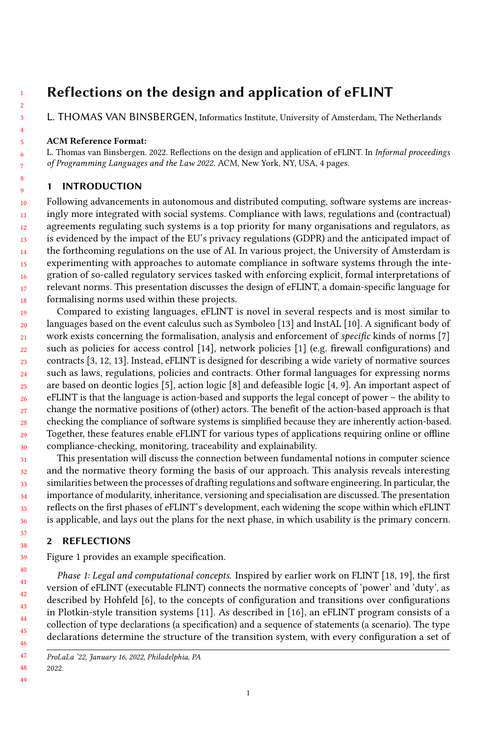# Reflections on the design and application of eFLINT

L. THOMAS VAN BINSBERGEN, Informatics Institute, University of Amsterdam, The Netherlands

**ACM Reference Format:**
L. Thomas van Binsbergen. 2022. Reflections on the design and application of eFLINT. In *Informal proceedings of Programming Languages and the Law 2022*. ACM, New York, NY, USA, 4 pages.

## 1 INTRODUCTION

Following advancements in autonomous and distributed computing, software systems are increasingly more integrated with social systems. Compliance with laws, regulations and (contractual) agreements regulating such systems is a top priority for many organisations and regulators, as is evidenced by the impact of the EU's privacy regulations (GDPR) and the anticipated impact of the forthcoming regulations on the use of AI. In various project, the University of Amsterdam is experimenting with approaches to automate compliance in software systems through the integration of so-called regulatory services tasked with enforcing explicit, formal interpretations of relevant norms. This presentation discusses the design of eFLINT, a domain-specific language for formalising norms used within these projects.

Compared to existing languages, eFLINT is novel in several respects and is most similar to languages based on the event calculus such as Symboleo [13] and InstAL [10]. A significant body of work exists concerning the formalisation, analysis and enforcement of *specific* kinds of norms [7] such as policies for access control [14], network policies [1] (e.g. firewall configurations) and contracts [3, 12, 13]. Instead, eFLINT is designed for describing a wide variety of normative sources such as laws, regulations, policies and contracts. Other formal languages for expressing norms are based on deontic logics [5], action logic [8] and defeasible logic [4, 9]. An important aspect of eFLINT is that the language is action-based and supports the legal concept of power – the ability to change the normative positions of (other) actors. The benefit of the action-based approach is that checking the compliance of software systems is simplified because they are inherently action-based. Together, these features enable eFLINT for various types of applications requiring online or offline compliance-checking, monitoring, traceability and explainability.

This presentation will discuss the connection between fundamental notions in computer science and the normative theory forming the basis of our approach. This analysis reveals interesting similarities between the processes of drafting regulations and software engineering. In particular, the importance of modularity, inheritance, versioning and specialisation are discussed. The presentation reflects on the first phases of eFLINT's development, each widening the scope within which eFLINT is applicable, and lays out the plans for the next phase, in which usability is the primary concern.

## 2 REFLECTIONS

Figure 1 provides an example specification.

*Phase 1: Legal and computational concepts.* Inspired by earlier work on FLINT [18, 19], the first version of eFLINT (executable FLINT) connects the normative concepts of 'power' and 'duty', as described by Hohfeld [6], to the concepts of configuration and transitions over configurations in Plotkin-style transition systems [11]. As described in [16], an eFLINT program consists of a collection of type declarations (a specification) and a sequence of statements (a scenario). The type declarations determine the structure of the transition system, with every configuration a set of

*ProLaLa '22, January 16, 2022, Philadelphia, PA*
2022.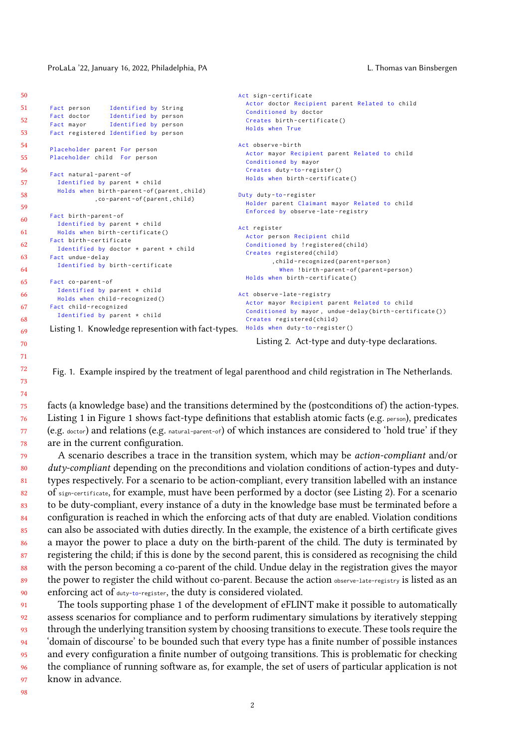```
Fact person     Identified by String
Fact doctor     Identified by person
Fact mayor      Identified by person
Fact registered Identified by person

Placeholder parent For person
Placeholder child  For person

Fact natural-parent-of
  Identified by parent * child
  Holds when birth-parent-of(parent,child)
            ,co-parent-of(parent,child)

Fact birth-parent-of
  Identified by parent * child
  Holds when birth-certificate()
Fact birth-certificate
  Identified by doctor * parent * child
Fact undue-delay
  Identified by birth-certificate

Fact co-parent-of
  Identified by parent * child
  Holds when child-recognized()
Fact child-recognized
  Identified by parent * child
```

Listing 1. Knowledge represention with fact-types.

```
Act sign-certificate
  Actor doctor Recipient parent Related to child
  Conditioned by doctor
  Creates birth-certificate()
  Holds when True

Act observe-birth
  Actor mayor Recipient parent Related to child
  Conditioned by mayor
  Creates duty-to-register()
  Holds when birth-certificate()

Duty duty-to-register
  Holder parent Claimant mayor Related to child
  Enforced by observe-late-registry

Act register
  Actor person Recipient child
  Conditioned by !registered(child)
  Creates registered(child)
       ,child-recognized(parent=person)
         When !birth-parent-of(parent=person)
  Holds when birth-certificate()

Act observe-late-registry
  Actor mayor Recipient parent Related to child
  Conditioned by mayor, undue-delay(birth-certificate())
  Creates registered(child)
  Holds when duty-to-register()
```

Listing 2. Act-type and duty-type declarations.

Fig. 1. Example inspired by the treatment of legal parenthood and child registration in The Netherlands.

facts (a knowledge base) and the transitions determined by the (postconditions of) the action-types. Listing 1 in Figure 1 shows fact-type definitions that establish atomic facts (e.g. person), predicates (e.g. doctor) and relations (e.g. natural-parent-of) of which instances are considered to 'hold true' if they are in the current configuration.

A scenario describes a trace in the transition system, which may be *action-compliant* and/or *duty-compliant* depending on the preconditions and violation conditions of action-types and duty-types respectively. For a scenario to be action-compliant, every transition labelled with an instance of sign-certificate, for example, must have been performed by a doctor (see Listing 2). For a scenario to be duty-compliant, every instance of a duty in the knowledge base must be terminated before a configuration is reached in which the enforcing acts of that duty are enabled. Violation conditions can also be associated with duties directly. In the example, the existence of a birth certificate gives a mayor the power to place a duty on the birth-parent of the child. The duty is terminated by registering the child; if this is done by the second parent, this is considered as recognising the child with the person becoming a co-parent of the child. Undue delay in the registration gives the mayor the power to register the child without co-parent. Because the action observe-late-registry is listed as an enforcing act of duty-to-register, the duty is considered violated.

The tools supporting phase 1 of the development of eFLINT make it possible to automatically assess scenarios for compliance and to perform rudimentary simulations by iteratively stepping through the underlying transition system by choosing transitions to execute. These tools require the 'domain of discourse' to be bounded such that every type has a finite number of possible instances and every configuration a finite number of outgoing transitions. This is problematic for checking the compliance of running software as, for example, the set of users of particular application is not know in advance.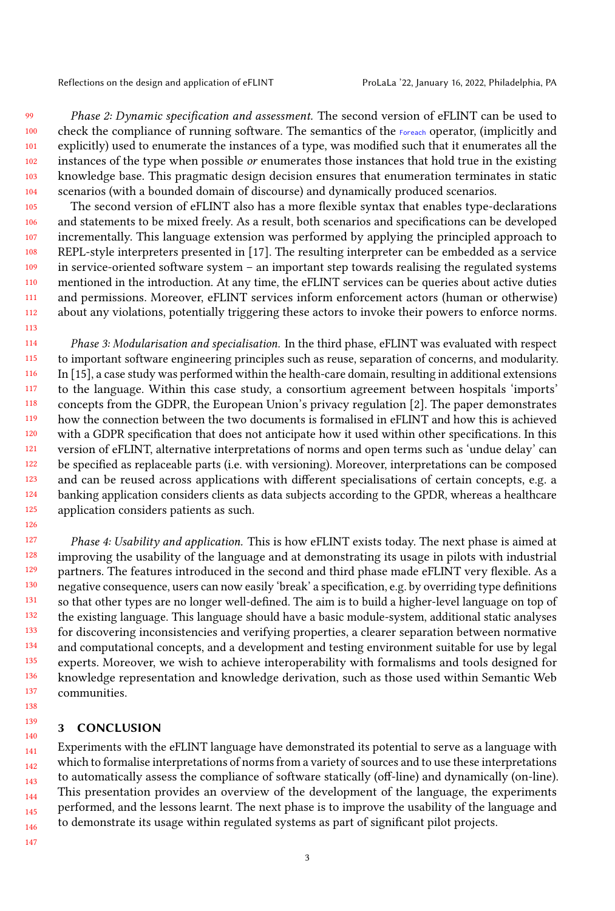*Phase 2: Dynamic specification and assessment.* The second version of eFLINT can be used to check the compliance of running software. The semantics of the `Foreach` operator, (implicitly and explicitly) used to enumerate the instances of a type, was modified such that it enumerates all the instances of the type when possible *or* enumerates those instances that hold true in the existing knowledge base. This pragmatic design decision ensures that enumeration terminates in static scenarios (with a bounded domain of discourse) and dynamically produced scenarios.

The second version of eFLINT also has a more flexible syntax that enables type-declarations and statements to be mixed freely. As a result, both scenarios and specifications can be developed incrementally. This language extension was performed by applying the principled approach to REPL-style interpreters presented in [17]. The resulting interpreter can be embedded as a service in service-oriented software system – an important step towards realising the regulated systems mentioned in the introduction. At any time, the eFLINT services can be queries about active duties and permissions. Moreover, eFLINT services inform enforcement actors (human or otherwise) about any violations, potentially triggering these actors to invoke their powers to enforce norms.

*Phase 3: Modularisation and specialisation.* In the third phase, eFLINT was evaluated with respect to important software engineering principles such as reuse, separation of concerns, and modularity. In [15], a case study was performed within the health-care domain, resulting in additional extensions to the language. Within this case study, a consortium agreement between hospitals 'imports' concepts from the GDPR, the European Union's privacy regulation [2]. The paper demonstrates how the connection between the two documents is formalised in eFLINT and how this is achieved with a GDPR specification that does not anticipate how it used within other specifications. In this version of eFLINT, alternative interpretations of norms and open terms such as 'undue delay' can be specified as replaceable parts (i.e. with versioning). Moreover, interpretations can be composed and can be reused across applications with different specialisations of certain concepts, e.g. a banking application considers clients as data subjects according to the GPDR, whereas a healthcare application considers patients as such.

*Phase 4: Usability and application.* This is how eFLINT exists today. The next phase is aimed at improving the usability of the language and at demonstrating its usage in pilots with industrial partners. The features introduced in the second and third phase made eFLINT very flexible. As a negative consequence, users can now easily 'break' a specification, e.g. by overriding type definitions so that other types are no longer well-defined. The aim is to build a higher-level language on top of the existing language. This language should have a basic module-system, additional static analyses for discovering inconsistencies and verifying properties, a clearer separation between normative and computational concepts, and a development and testing environment suitable for use by legal experts. Moreover, we wish to achieve interoperability with formalisms and tools designed for knowledge representation and knowledge derivation, such as those used within Semantic Web communities.

## 3 CONCLUSION

Experiments with the eFLINT language have demonstrated its potential to serve as a language with which to formalise interpretations of norms from a variety of sources and to use these interpretations to automatically assess the compliance of software statically (off-line) and dynamically (on-line). This presentation provides an overview of the development of the language, the experiments performed, and the lessons learnt. The next phase is to improve the usability of the language and to demonstrate its usage within regulated systems as part of significant pilot projects.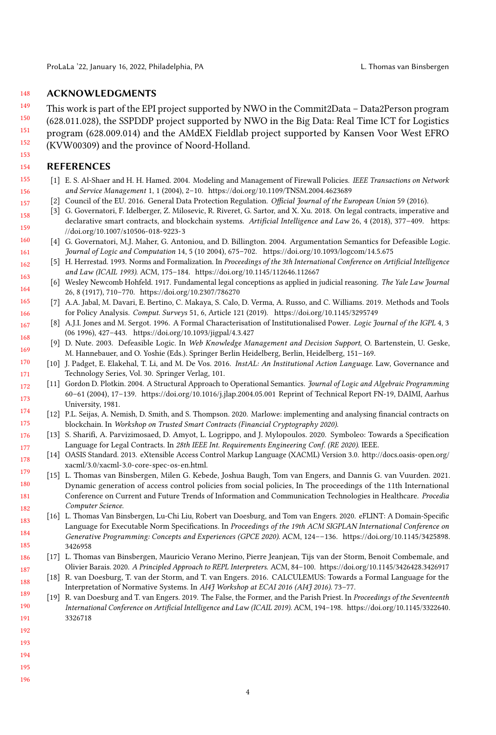## ACKNOWLEDGMENTS

This work is part of the EPI project supported by NWO in the Commit2Data – Data2Person program (628.011.028), the SSPDDP project supported by NWO in the Big Data: Real Time ICT for Logistics program (628.009.014) and the AMdEX Fieldlab project supported by Kansen Voor West EFRO (KVW00309) and the province of Noord-Holland.

## REFERENCES

[1] E. S. Al-Shaer and H. H. Hamed. 2004. Modeling and Management of Firewall Policies. *IEEE Transactions on Network and Service Management* 1, 1 (2004), 2–10. https://doi.org/10.1109/TNSM.2004.4623689

[2] Council of the EU. 2016. General Data Protection Regulation. *Official Journal of the European Union* 59 (2016).

[3] G. Governatori, F. Idelberger, Z. Milosevic, R. Riveret, G. Sartor, and X. Xu. 2018. On legal contracts, imperative and declarative smart contracts, and blockchain systems. *Artificial Intelligence and Law* 26, 4 (2018), 377–409. https://doi.org/10.1007/s10506-018-9223-3

[4] G. Governatori, M.J. Maher, G. Antoniou, and D. Billington. 2004. Argumentation Semantics for Defeasible Logic. *Journal of Logic and Computation* 14, 5 (10 2004), 675–702. https://doi.org/10.1093/logcom/14.5.675

[5] H. Herrestad. 1993. Norms and Formalization. In *Proceedings of the 3th International Conference on Artificial Intelligence and Law (ICAIL 1993)*. ACM, 175–184. https://doi.org/10.1145/112646.112667

[6] Wesley Newcomb Hohfeld. 1917. Fundamental legal conceptions as applied in judicial reasoning. *The Yale Law Journal* 26, 8 (1917), 710–770. https://doi.org/10.2307/786270

[7] A.A. Jabal, M. Davari, E. Bertino, C. Makaya, S. Calo, D. Verma, A. Russo, and C. Williams. 2019. Methods and Tools for Policy Analysis. *Comput. Surveys* 51, 6, Article 121 (2019). https://doi.org/10.1145/3295749

[8] A.J.I. Jones and M. Sergot. 1996. A Formal Characterisation of Institutionalised Power. *Logic Journal of the IGPL* 4, 3 (06 1996), 427–443. https://doi.org/10.1093/jigpal/4.3.427

[9] D. Nute. 2003. Defeasible Logic. In *Web Knowledge Management and Decision Support*, O. Bartenstein, U. Geske, M. Hannebauer, and O. Yoshie (Eds.). Springer Berlin Heidelberg, Berlin, Heidelberg, 151–169.

[10] J. Padget, E. Elakehal, T. Li, and M. De Vos. 2016. *InstAL: An Institutional Action Language*. Law, Governance and Technology Series, Vol. 30. Springer Verlag, 101.

[11] Gordon D. Plotkin. 2004. A Structural Approach to Operational Semantics. *Journal of Logic and Algebraic Programming* 60–61 (2004), 17–139. https://doi.org/10.1016/j.jlap.2004.05.001 Reprint of Technical Report FN-19, DAIMI, Aarhus University, 1981.

[12] P.L. Seijas, A. Nemish, D. Smith, and S. Thompson. 2020. Marlowe: implementing and analysing financial contracts on blockchain. In *Workshop on Trusted Smart Contracts (Financial Cryptography 2020)*.

[13] S. Sharifi, A. Parvizimosaed, D. Amyot, L. Logrippo, and J. Mylopoulos. 2020. Symboleo: Towards a Specification Language for Legal Contracts. In *28th IEEE Int. Requirements Engineering Conf. (RE 2020)*. IEEE.

[14] OASIS Standard. 2013. eXtensible Access Control Markup Language (XACML) Version 3.0. http://docs.oasis-open.org/xacml/3.0/xacml-3.0-core-spec-os-en.html.

[15] L. Thomas van Binsbergen, Milen G. Kebede, Joshua Baugh, Tom van Engers, and Dannis G. van Vuurden. 2021. Dynamic generation of access control policies from social policies, In The proceedings of the 11th International Conference on Current and Future Trends of Information and Communication Technologies in Healthcare. *Procedia Computer Science*.

[16] L. Thomas Van Binsbergen, Lu-Chi Liu, Robert van Doesburg, and Tom van Engers. 2020. eFLINT: A Domain-Specific Language for Executable Norm Specifications. In *Proceedings of the 19th ACM SIGPLAN International Conference on Generative Programming: Concepts and Experiences (GPCE 2020)*. ACM, 124––136. https://doi.org/10.1145/3425898.3426958

[17] L. Thomas van Binsbergen, Mauricio Verano Merino, Pierre Jeanjean, Tijs van der Storm, Benoit Combemale, and Olivier Barais. 2020. *A Principled Approach to REPL Interpreters*. ACM, 84–100. https://doi.org/10.1145/3426428.3426917

[18] R. van Doesburg, T. van der Storm, and T. van Engers. 2016. CALCULEMUS: Towards a Formal Language for the Interpretation of Normative Systems. In *AI4J Workshop at ECAI 2016 (AI4J 2016)*. 73–77.

[19] R. van Doesburg and T. van Engers. 2019. The False, the Former, and the Parish Priest. In *Proceedings of the Seventeenth International Conference on Artificial Intelligence and Law (ICAIL 2019)*. ACM, 194–198. https://doi.org/10.1145/3322640.3326718